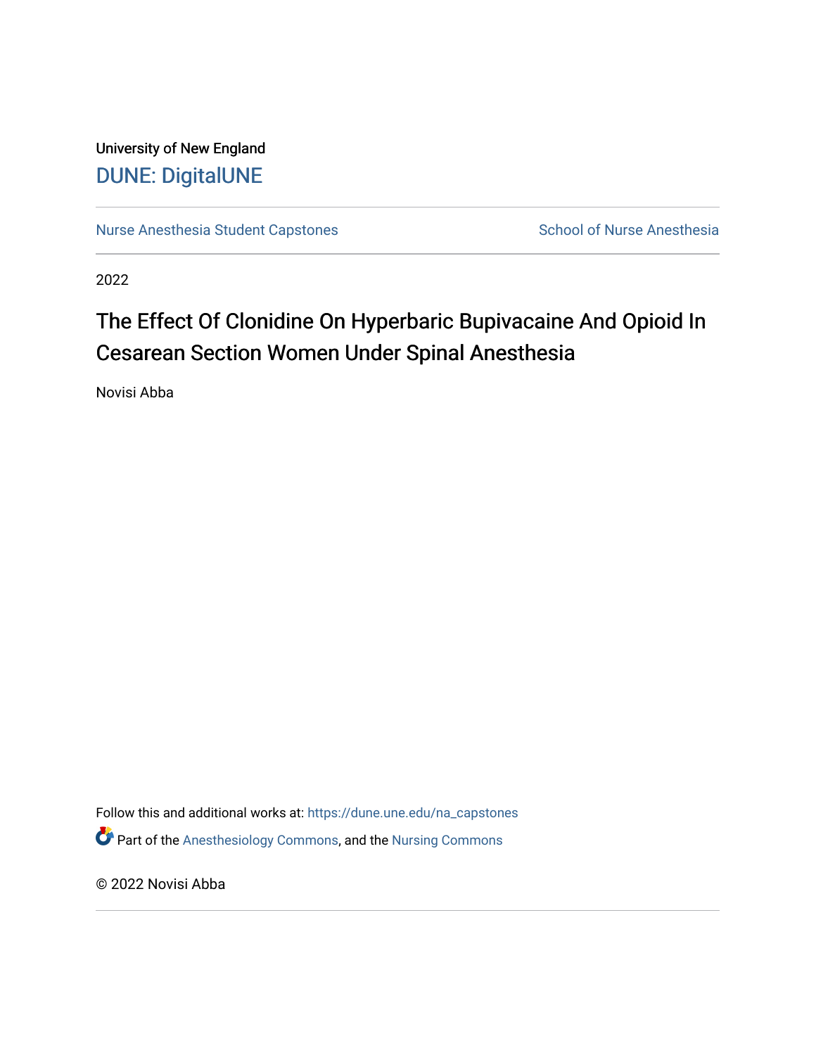University of New England

# DUNE: DigitalUNE

Nurse Anesthesia Student Capstones | School of Nurse Anesthesia

2022

## The Effect Of Clonidine On Hyperbaric Bupivacaine And Opioid In Cesarean Section Women Under Spinal Anesthesia

Novisi Abba

Follow this and additional works at: https://dune.une.edu/na_capstones

Part of the Anesthesiology Commons, and the Nursing Commons

© 2022 Novisi Abba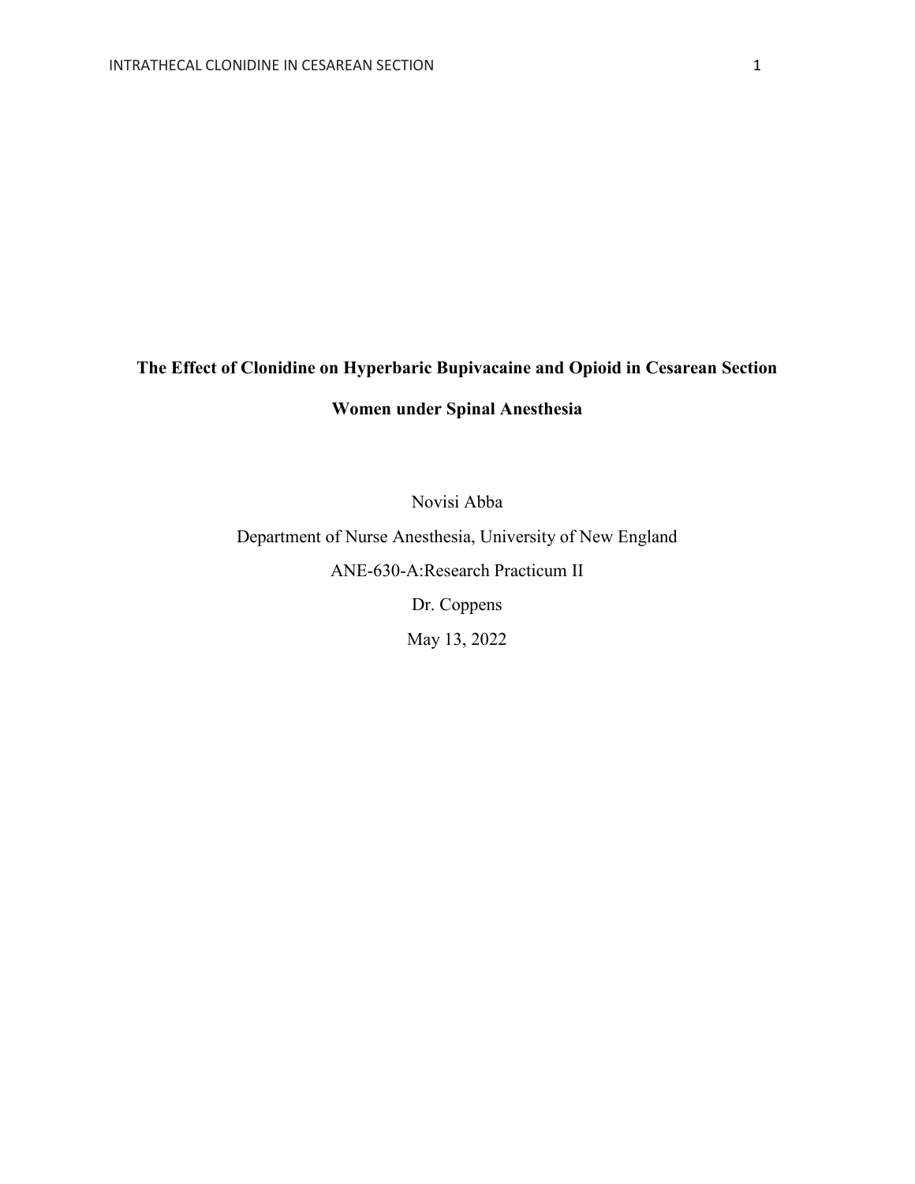**The Effect of Clonidine on Hyperbaric Bupivacaine and Opioid in Cesarean Section Women under Spinal Anesthesia**

Novisi Abba

Department of Nurse Anesthesia, University of New England

ANE-630-A:Research Practicum II

Dr. Coppens

May 13, 2022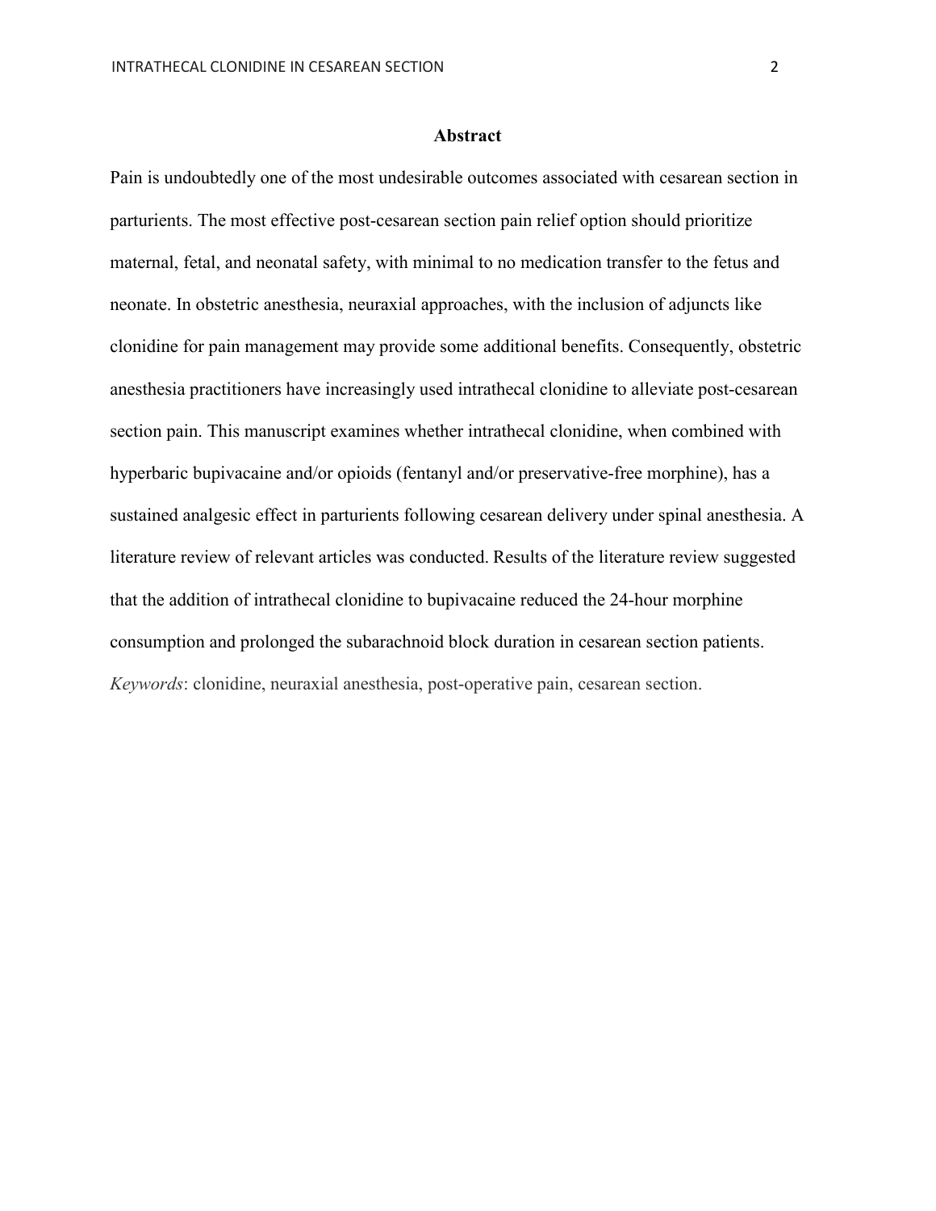# Abstract

Pain is undoubtedly one of the most undesirable outcomes associated with cesarean section in parturients. The most effective post-cesarean section pain relief option should prioritize maternal, fetal, and neonatal safety, with minimal to no medication transfer to the fetus and neonate. In obstetric anesthesia, neuraxial approaches, with the inclusion of adjuncts like clonidine for pain management may provide some additional benefits. Consequently, obstetric anesthesia practitioners have increasingly used intrathecal clonidine to alleviate post-cesarean section pain. This manuscript examines whether intrathecal clonidine, when combined with hyperbaric bupivacaine and/or opioids (fentanyl and/or preservative-free morphine), has a sustained analgesic effect in parturients following cesarean delivery under spinal anesthesia. A literature review of relevant articles was conducted. Results of the literature review suggested that the addition of intrathecal clonidine to bupivacaine reduced the 24-hour morphine consumption and prolonged the subarachnoid block duration in cesarean section patients.

*Keywords*: clonidine, neuraxial anesthesia, post-operative pain, cesarean section.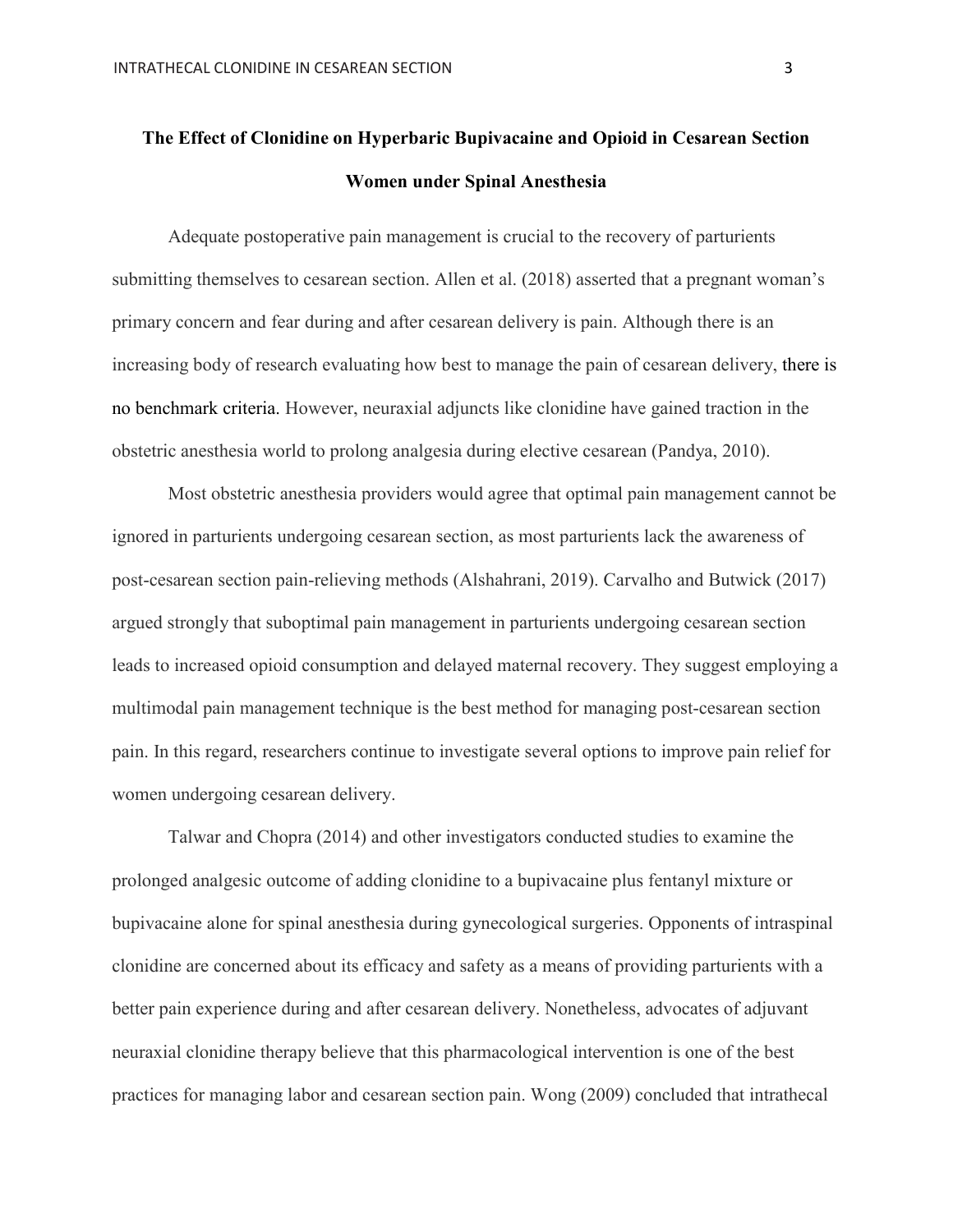**The Effect of Clonidine on Hyperbaric Bupivacaine and Opioid in Cesarean Section Women under Spinal Anesthesia**

Adequate postoperative pain management is crucial to the recovery of parturients submitting themselves to cesarean section. Allen et al. (2018) asserted that a pregnant woman's primary concern and fear during and after cesarean delivery is pain. Although there is an increasing body of research evaluating how best to manage the pain of cesarean delivery, there is no benchmark criteria. However, neuraxial adjuncts like clonidine have gained traction in the obstetric anesthesia world to prolong analgesia during elective cesarean (Pandya, 2010).

Most obstetric anesthesia providers would agree that optimal pain management cannot be ignored in parturients undergoing cesarean section, as most parturients lack the awareness of post-cesarean section pain-relieving methods (Alshahrani, 2019). Carvalho and Butwick (2017) argued strongly that suboptimal pain management in parturients undergoing cesarean section leads to increased opioid consumption and delayed maternal recovery. They suggest employing a multimodal pain management technique is the best method for managing post-cesarean section pain. In this regard, researchers continue to investigate several options to improve pain relief for women undergoing cesarean delivery.

Talwar and Chopra (2014) and other investigators conducted studies to examine the prolonged analgesic outcome of adding clonidine to a bupivacaine plus fentanyl mixture or bupivacaine alone for spinal anesthesia during gynecological surgeries. Opponents of intraspinal clonidine are concerned about its efficacy and safety as a means of providing parturients with a better pain experience during and after cesarean delivery. Nonetheless, advocates of adjuvant neuraxial clonidine therapy believe that this pharmacological intervention is one of the best practices for managing labor and cesarean section pain. Wong (2009) concluded that intrathecal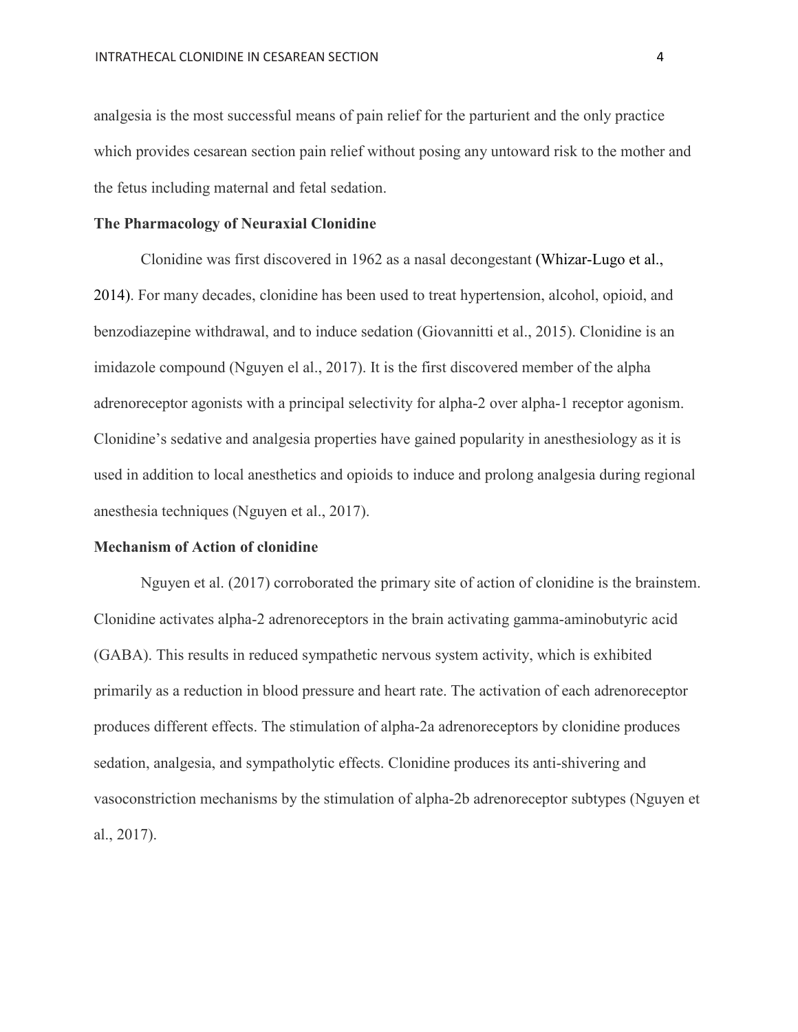analgesia is the most successful means of pain relief for the parturient and the only practice which provides cesarean section pain relief without posing any untoward risk to the mother and the fetus including maternal and fetal sedation.

### The Pharmacology of Neuraxial Clonidine

Clonidine was first discovered in 1962 as a nasal decongestant (Whizar-Lugo et al., 2014). For many decades, clonidine has been used to treat hypertension, alcohol, opioid, and benzodiazepine withdrawal, and to induce sedation (Giovannitti et al., 2015). Clonidine is an imidazole compound (Nguyen el al., 2017). It is the first discovered member of the alpha adrenoreceptor agonists with a principal selectivity for alpha-2 over alpha-1 receptor agonism. Clonidine's sedative and analgesia properties have gained popularity in anesthesiology as it is used in addition to local anesthetics and opioids to induce and prolong analgesia during regional anesthesia techniques (Nguyen et al., 2017).

### Mechanism of Action of clonidine

Nguyen et al. (2017) corroborated the primary site of action of clonidine is the brainstem. Clonidine activates alpha-2 adrenoreceptors in the brain activating gamma-aminobutyric acid (GABA). This results in reduced sympathetic nervous system activity, which is exhibited primarily as a reduction in blood pressure and heart rate. The activation of each adrenoreceptor produces different effects. The stimulation of alpha-2a adrenoreceptors by clonidine produces sedation, analgesia, and sympatholytic effects. Clonidine produces its anti-shivering and vasoconstriction mechanisms by the stimulation of alpha-2b adrenoreceptor subtypes (Nguyen et al., 2017).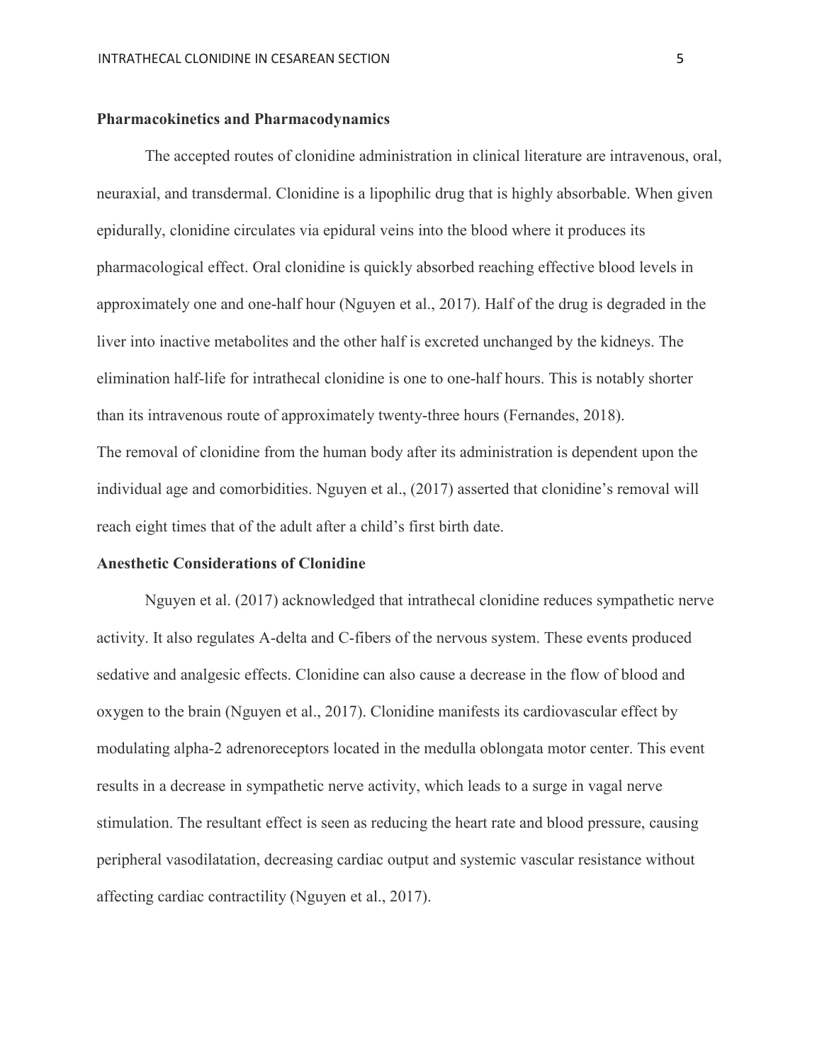## Pharmacokinetics and Pharmacodynamics

The accepted routes of clonidine administration in clinical literature are intravenous, oral, neuraxial, and transdermal. Clonidine is a lipophilic drug that is highly absorbable. When given epidurally, clonidine circulates via epidural veins into the blood where it produces its pharmacological effect. Oral clonidine is quickly absorbed reaching effective blood levels in approximately one and one-half hour (Nguyen et al., 2017). Half of the drug is degraded in the liver into inactive metabolites and the other half is excreted unchanged by the kidneys. The elimination half-life for intrathecal clonidine is one to one-half hours. This is notably shorter than its intravenous route of approximately twenty-three hours (Fernandes, 2018).

The removal of clonidine from the human body after its administration is dependent upon the individual age and comorbidities. Nguyen et al., (2017) asserted that clonidine's removal will reach eight times that of the adult after a child's first birth date.

## Anesthetic Considerations of Clonidine

Nguyen et al. (2017) acknowledged that intrathecal clonidine reduces sympathetic nerve activity. It also regulates A-delta and C-fibers of the nervous system. These events produced sedative and analgesic effects. Clonidine can also cause a decrease in the flow of blood and oxygen to the brain (Nguyen et al., 2017). Clonidine manifests its cardiovascular effect by modulating alpha-2 adrenoreceptors located in the medulla oblongata motor center. This event results in a decrease in sympathetic nerve activity, which leads to a surge in vagal nerve stimulation. The resultant effect is seen as reducing the heart rate and blood pressure, causing peripheral vasodilatation, decreasing cardiac output and systemic vascular resistance without affecting cardiac contractility (Nguyen et al., 2017).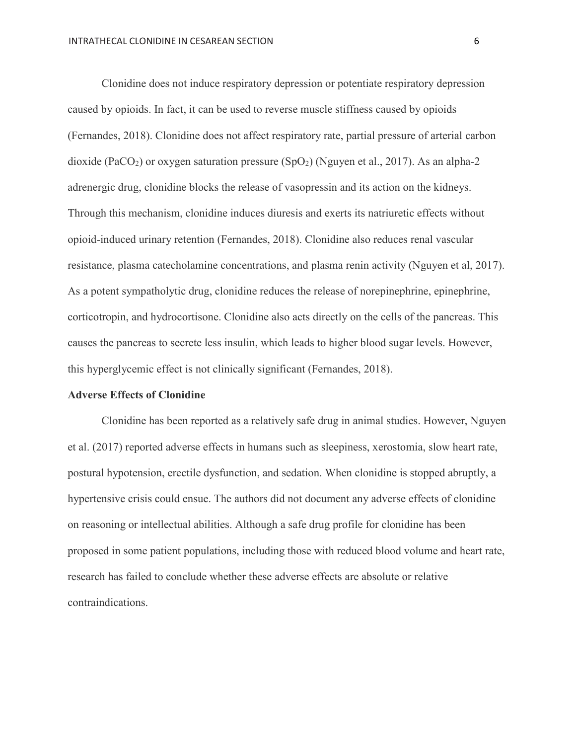Clonidine does not induce respiratory depression or potentiate respiratory depression caused by opioids. In fact, it can be used to reverse muscle stiffness caused by opioids (Fernandes, 2018). Clonidine does not affect respiratory rate, partial pressure of arterial carbon dioxide ($PaCO_2$) or oxygen saturation pressure ($SpO_2$) (Nguyen et al., 2017). As an alpha-2 adrenergic drug, clonidine blocks the release of vasopressin and its action on the kidneys. Through this mechanism, clonidine induces diuresis and exerts its natriuretic effects without opioid-induced urinary retention (Fernandes, 2018). Clonidine also reduces renal vascular resistance, plasma catecholamine concentrations, and plasma renin activity (Nguyen et al, 2017). As a potent sympatholytic drug, clonidine reduces the release of norepinephrine, epinephrine, corticotropin, and hydrocortisone. Clonidine also acts directly on the cells of the pancreas. This causes the pancreas to secrete less insulin, which leads to higher blood sugar levels. However, this hyperglycemic effect is not clinically significant (Fernandes, 2018).

**Adverse Effects of Clonidine**

Clonidine has been reported as a relatively safe drug in animal studies. However, Nguyen et al. (2017) reported adverse effects in humans such as sleepiness, xerostomia, slow heart rate, postural hypotension, erectile dysfunction, and sedation. When clonidine is stopped abruptly, a hypertensive crisis could ensue. The authors did not document any adverse effects of clonidine on reasoning or intellectual abilities. Although a safe drug profile for clonidine has been proposed in some patient populations, including those with reduced blood volume and heart rate, research has failed to conclude whether these adverse effects are absolute or relative contraindications.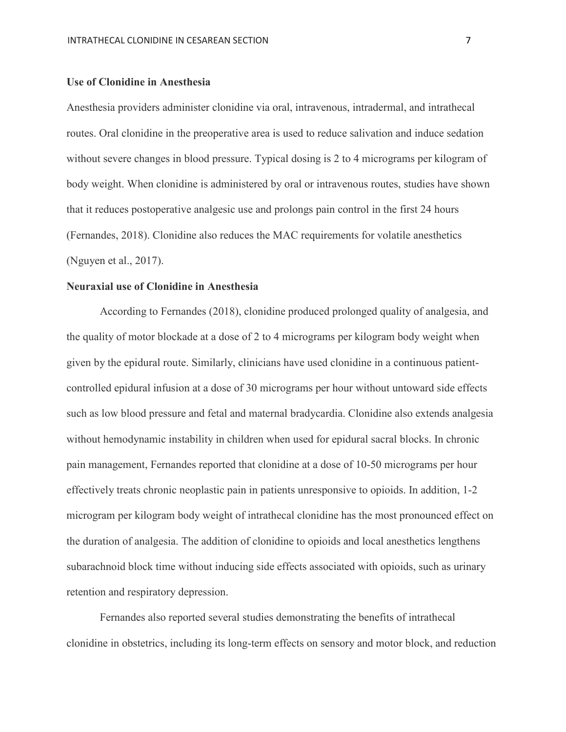**Use of Clonidine in Anesthesia**

Anesthesia providers administer clonidine via oral, intravenous, intradermal, and intrathecal routes. Oral clonidine in the preoperative area is used to reduce salivation and induce sedation without severe changes in blood pressure. Typical dosing is 2 to 4 micrograms per kilogram of body weight. When clonidine is administered by oral or intravenous routes, studies have shown that it reduces postoperative analgesic use and prolongs pain control in the first 24 hours (Fernandes, 2018). Clonidine also reduces the MAC requirements for volatile anesthetics (Nguyen et al., 2017).

**Neuraxial use of Clonidine in Anesthesia**

According to Fernandes (2018), clonidine produced prolonged quality of analgesia, and the quality of motor blockade at a dose of 2 to 4 micrograms per kilogram body weight when given by the epidural route. Similarly, clinicians have used clonidine in a continuous patient-controlled epidural infusion at a dose of 30 micrograms per hour without untoward side effects such as low blood pressure and fetal and maternal bradycardia. Clonidine also extends analgesia without hemodynamic instability in children when used for epidural sacral blocks. In chronic pain management, Fernandes reported that clonidine at a dose of 10-50 micrograms per hour effectively treats chronic neoplastic pain in patients unresponsive to opioids. In addition, 1-2 microgram per kilogram body weight of intrathecal clonidine has the most pronounced effect on the duration of analgesia. The addition of clonidine to opioids and local anesthetics lengthens subarachnoid block time without inducing side effects associated with opioids, such as urinary retention and respiratory depression.

Fernandes also reported several studies demonstrating the benefits of intrathecal clonidine in obstetrics, including its long-term effects on sensory and motor block, and reduction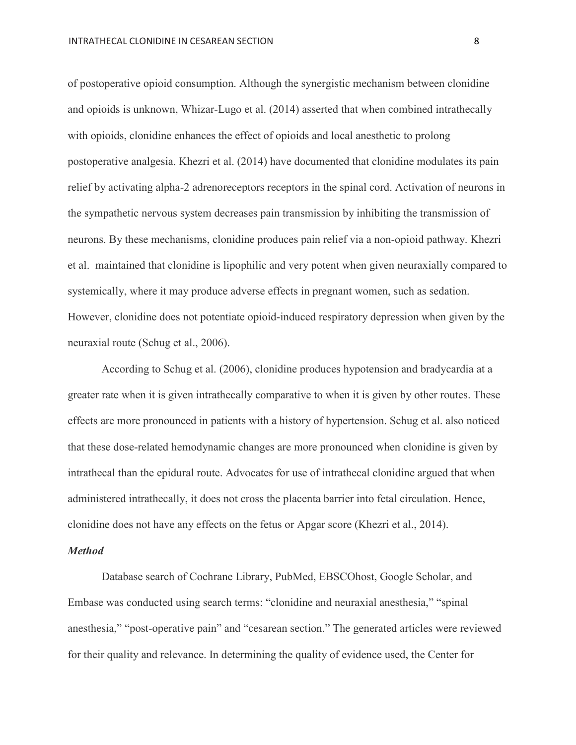of postoperative opioid consumption. Although the synergistic mechanism between clonidine and opioids is unknown, Whizar-Lugo et al. (2014) asserted that when combined intrathecally with opioids, clonidine enhances the effect of opioids and local anesthetic to prolong postoperative analgesia. Khezri et al. (2014) have documented that clonidine modulates its pain relief by activating alpha-2 adrenoreceptors receptors in the spinal cord. Activation of neurons in the sympathetic nervous system decreases pain transmission by inhibiting the transmission of neurons. By these mechanisms, clonidine produces pain relief via a non-opioid pathway. Khezri et al. maintained that clonidine is lipophilic and very potent when given neuraxially compared to systemically, where it may produce adverse effects in pregnant women, such as sedation. However, clonidine does not potentiate opioid-induced respiratory depression when given by the neuraxial route (Schug et al., 2006).

According to Schug et al. (2006), clonidine produces hypotension and bradycardia at a greater rate when it is given intrathecally comparative to when it is given by other routes. These effects are more pronounced in patients with a history of hypertension. Schug et al. also noticed that these dose-related hemodynamic changes are more pronounced when clonidine is given by intrathecal than the epidural route. Advocates for use of intrathecal clonidine argued that when administered intrathecally, it does not cross the placenta barrier into fetal circulation. Hence, clonidine does not have any effects on the fetus or Apgar score (Khezri et al., 2014).

***Method***

Database search of Cochrane Library, PubMed, EBSCOhost, Google Scholar, and Embase was conducted using search terms: “clonidine and neuraxial anesthesia,” “spinal anesthesia,” “post-operative pain” and “cesarean section.” The generated articles were reviewed for their quality and relevance. In determining the quality of evidence used, the Center for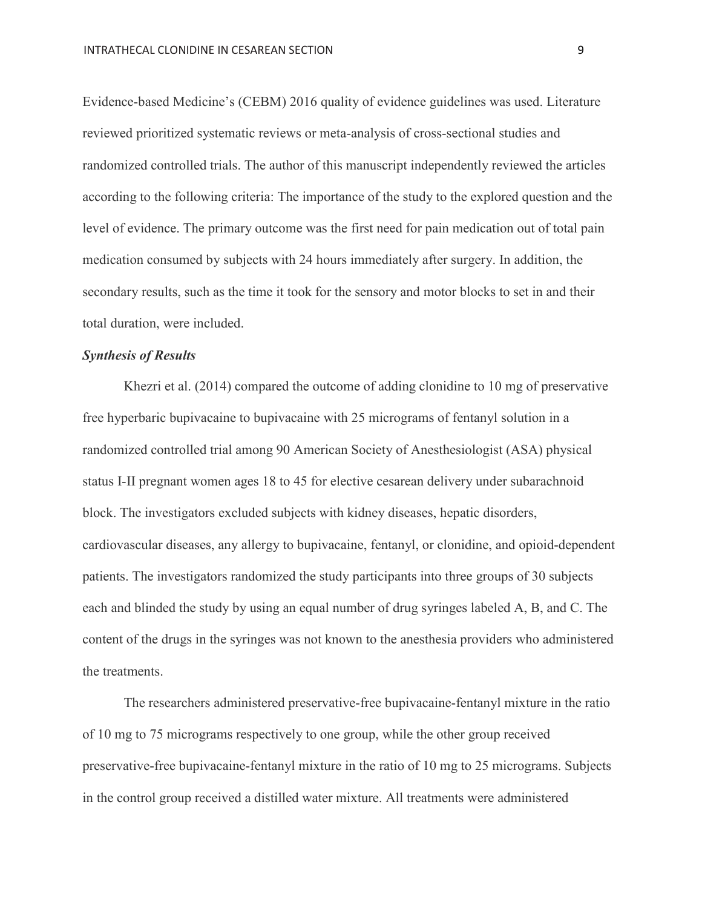Evidence-based Medicine's (CEBM) 2016 quality of evidence guidelines was used. Literature reviewed prioritized systematic reviews or meta-analysis of cross-sectional studies and randomized controlled trials. The author of this manuscript independently reviewed the articles according to the following criteria: The importance of the study to the explored question and the level of evidence. The primary outcome was the first need for pain medication out of total pain medication consumed by subjects with 24 hours immediately after surgery. In addition, the secondary results, such as the time it took for the sensory and motor blocks to set in and their total duration, were included.

### *Synthesis of Results*

Khezri et al. (2014) compared the outcome of adding clonidine to 10 mg of preservative free hyperbaric bupivacaine to bupivacaine with 25 micrograms of fentanyl solution in a randomized controlled trial among 90 American Society of Anesthesiologist (ASA) physical status I-II pregnant women ages 18 to 45 for elective cesarean delivery under subarachnoid block. The investigators excluded subjects with kidney diseases, hepatic disorders, cardiovascular diseases, any allergy to bupivacaine, fentanyl, or clonidine, and opioid-dependent patients. The investigators randomized the study participants into three groups of 30 subjects each and blinded the study by using an equal number of drug syringes labeled A, B, and C. The content of the drugs in the syringes was not known to the anesthesia providers who administered the treatments.

The researchers administered preservative-free bupivacaine-fentanyl mixture in the ratio of 10 mg to 75 micrograms respectively to one group, while the other group received preservative-free bupivacaine-fentanyl mixture in the ratio of 10 mg to 25 micrograms. Subjects in the control group received a distilled water mixture. All treatments were administered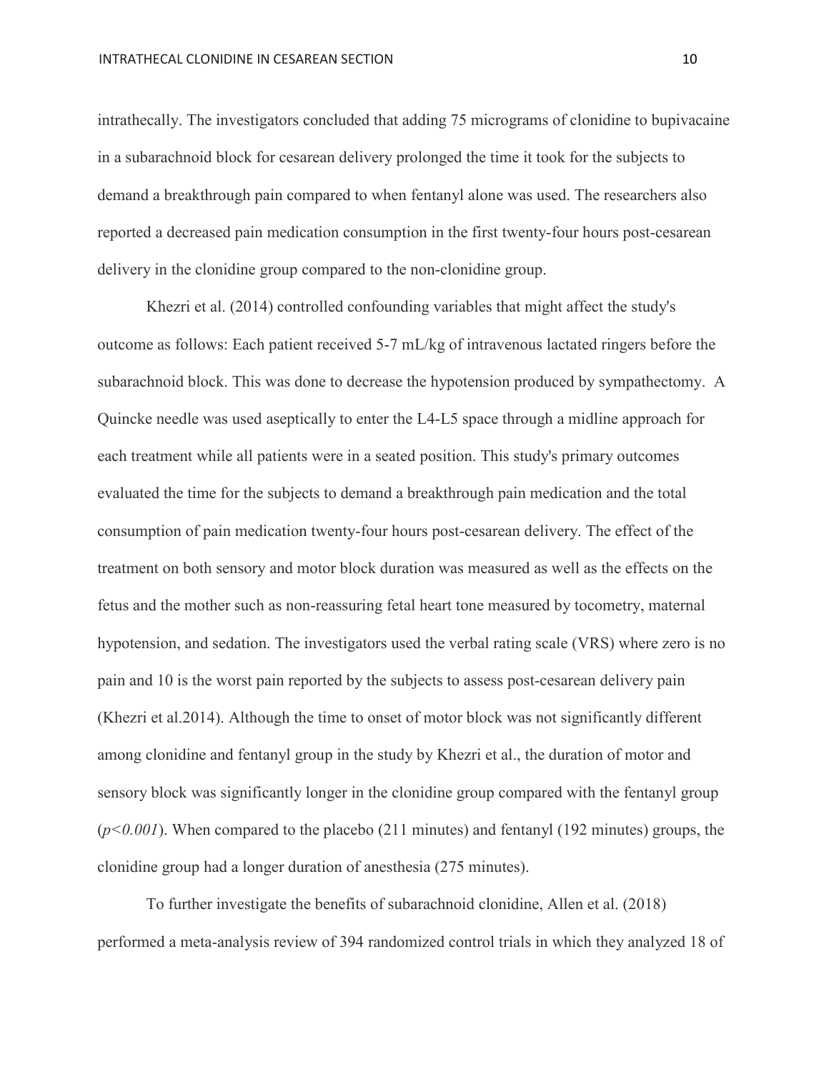intrathecally. The investigators concluded that adding 75 micrograms of clonidine to bupivacaine in a subarachnoid block for cesarean delivery prolonged the time it took for the subjects to demand a breakthrough pain compared to when fentanyl alone was used. The researchers also reported a decreased pain medication consumption in the first twenty-four hours post-cesarean delivery in the clonidine group compared to the non-clonidine group.

Khezri et al. (2014) controlled confounding variables that might affect the study's outcome as follows: Each patient received 5-7 mL/kg of intravenous lactated ringers before the subarachnoid block. This was done to decrease the hypotension produced by sympathectomy. A Quincke needle was used aseptically to enter the L4-L5 space through a midline approach for each treatment while all patients were in a seated position. This study's primary outcomes evaluated the time for the subjects to demand a breakthrough pain medication and the total consumption of pain medication twenty-four hours post-cesarean delivery. The effect of the treatment on both sensory and motor block duration was measured as well as the effects on the fetus and the mother such as non-reassuring fetal heart tone measured by tocometry, maternal hypotension, and sedation. The investigators used the verbal rating scale (VRS) where zero is no pain and 10 is the worst pain reported by the subjects to assess post-cesarean delivery pain (Khezri et al.2014). Although the time to onset of motor block was not significantly different among clonidine and fentanyl group in the study by Khezri et al., the duration of motor and sensory block was significantly longer in the clonidine group compared with the fentanyl group ($p<0.001$). When compared to the placebo (211 minutes) and fentanyl (192 minutes) groups, the clonidine group had a longer duration of anesthesia (275 minutes).

To further investigate the benefits of subarachnoid clonidine, Allen et al. (2018) performed a meta-analysis review of 394 randomized control trials in which they analyzed 18 of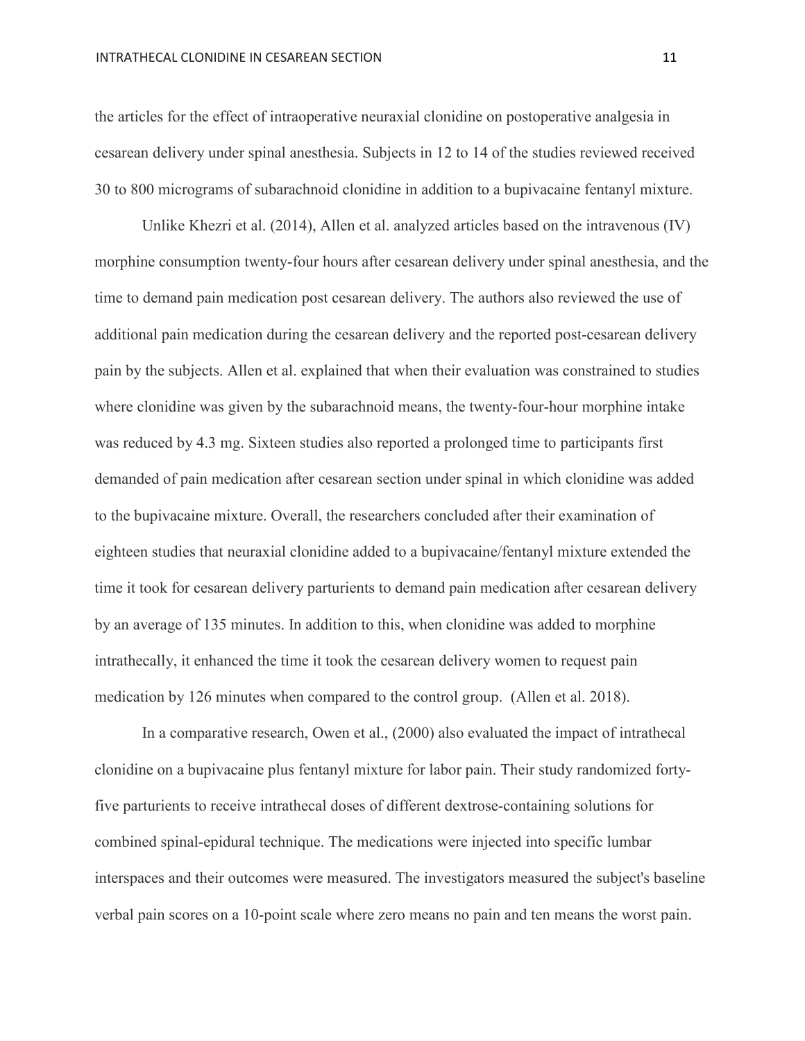the articles for the effect of intraoperative neuraxial clonidine on postoperative analgesia in cesarean delivery under spinal anesthesia. Subjects in 12 to 14 of the studies reviewed received 30 to 800 micrograms of subarachnoid clonidine in addition to a bupivacaine fentanyl mixture.

Unlike Khezri et al. (2014), Allen et al. analyzed articles based on the intravenous (IV) morphine consumption twenty-four hours after cesarean delivery under spinal anesthesia, and the time to demand pain medication post cesarean delivery. The authors also reviewed the use of additional pain medication during the cesarean delivery and the reported post-cesarean delivery pain by the subjects. Allen et al. explained that when their evaluation was constrained to studies where clonidine was given by the subarachnoid means, the twenty-four-hour morphine intake was reduced by 4.3 mg. Sixteen studies also reported a prolonged time to participants first demanded of pain medication after cesarean section under spinal in which clonidine was added to the bupivacaine mixture. Overall, the researchers concluded after their examination of eighteen studies that neuraxial clonidine added to a bupivacaine/fentanyl mixture extended the time it took for cesarean delivery parturients to demand pain medication after cesarean delivery by an average of 135 minutes. In addition to this, when clonidine was added to morphine intrathecally, it enhanced the time it took the cesarean delivery women to request pain medication by 126 minutes when compared to the control group. (Allen et al. 2018).

In a comparative research, Owen et al., (2000) also evaluated the impact of intrathecal clonidine on a bupivacaine plus fentanyl mixture for labor pain. Their study randomized forty-five parturients to receive intrathecal doses of different dextrose-containing solutions for combined spinal-epidural technique. The medications were injected into specific lumbar interspaces and their outcomes were measured. The investigators measured the subject's baseline verbal pain scores on a 10-point scale where zero means no pain and ten means the worst pain.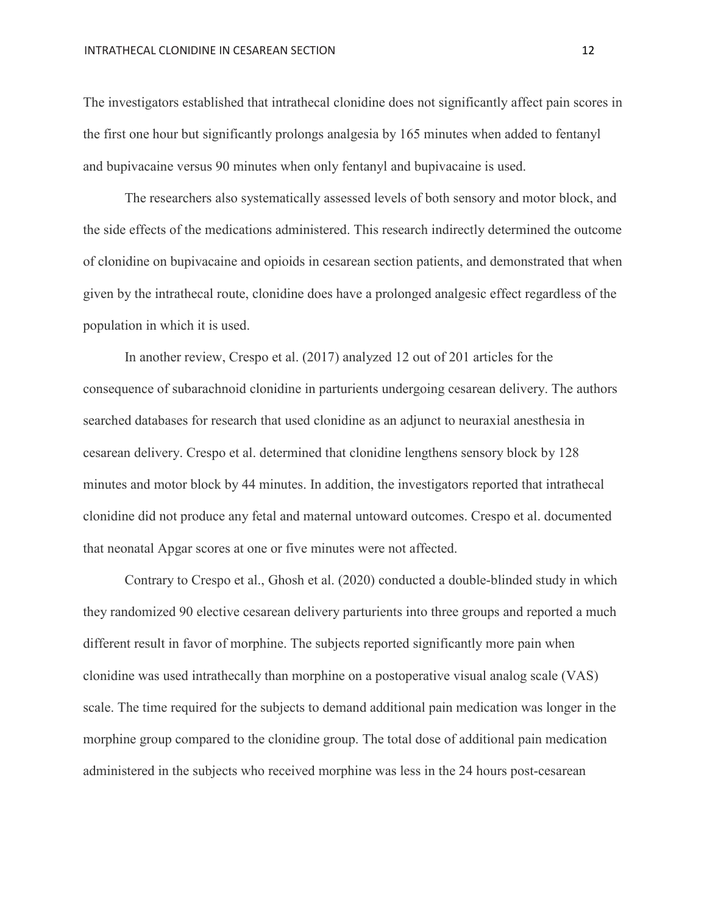The investigators established that intrathecal clonidine does not significantly affect pain scores in the first one hour but significantly prolongs analgesia by 165 minutes when added to fentanyl and bupivacaine versus 90 minutes when only fentanyl and bupivacaine is used.

The researchers also systematically assessed levels of both sensory and motor block, and the side effects of the medications administered. This research indirectly determined the outcome of clonidine on bupivacaine and opioids in cesarean section patients, and demonstrated that when given by the intrathecal route, clonidine does have a prolonged analgesic effect regardless of the population in which it is used.

In another review, Crespo et al. (2017) analyzed 12 out of 201 articles for the consequence of subarachnoid clonidine in parturients undergoing cesarean delivery. The authors searched databases for research that used clonidine as an adjunct to neuraxial anesthesia in cesarean delivery. Crespo et al. determined that clonidine lengthens sensory block by 128 minutes and motor block by 44 minutes. In addition, the investigators reported that intrathecal clonidine did not produce any fetal and maternal untoward outcomes. Crespo et al. documented that neonatal Apgar scores at one or five minutes were not affected.

Contrary to Crespo et al., Ghosh et al. (2020) conducted a double-blinded study in which they randomized 90 elective cesarean delivery parturients into three groups and reported a much different result in favor of morphine. The subjects reported significantly more pain when clonidine was used intrathecally than morphine on a postoperative visual analog scale (VAS) scale. The time required for the subjects to demand additional pain medication was longer in the morphine group compared to the clonidine group. The total dose of additional pain medication administered in the subjects who received morphine was less in the 24 hours post-cesarean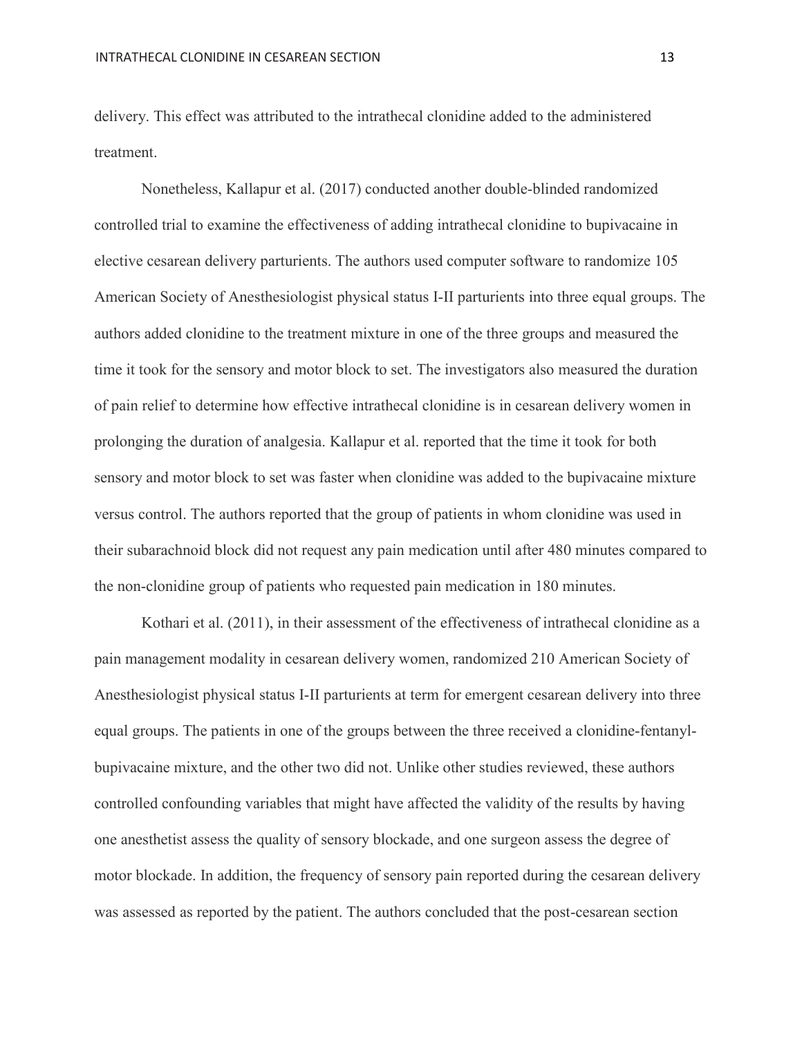delivery. This effect was attributed to the intrathecal clonidine added to the administered treatment.

Nonetheless, Kallapur et al. (2017) conducted another double-blinded randomized controlled trial to examine the effectiveness of adding intrathecal clonidine to bupivacaine in elective cesarean delivery parturients. The authors used computer software to randomize 105 American Society of Anesthesiologist physical status I-II parturients into three equal groups. The authors added clonidine to the treatment mixture in one of the three groups and measured the time it took for the sensory and motor block to set. The investigators also measured the duration of pain relief to determine how effective intrathecal clonidine is in cesarean delivery women in prolonging the duration of analgesia. Kallapur et al. reported that the time it took for both sensory and motor block to set was faster when clonidine was added to the bupivacaine mixture versus control. The authors reported that the group of patients in whom clonidine was used in their subarachnoid block did not request any pain medication until after 480 minutes compared to the non-clonidine group of patients who requested pain medication in 180 minutes.

Kothari et al. (2011), in their assessment of the effectiveness of intrathecal clonidine as a pain management modality in cesarean delivery women, randomized 210 American Society of Anesthesiologist physical status I-II parturients at term for emergent cesarean delivery into three equal groups. The patients in one of the groups between the three received a clonidine-fentanyl-bupivacaine mixture, and the other two did not. Unlike other studies reviewed, these authors controlled confounding variables that might have affected the validity of the results by having one anesthetist assess the quality of sensory blockade, and one surgeon assess the degree of motor blockade. In addition, the frequency of sensory pain reported during the cesarean delivery was assessed as reported by the patient. The authors concluded that the post-cesarean section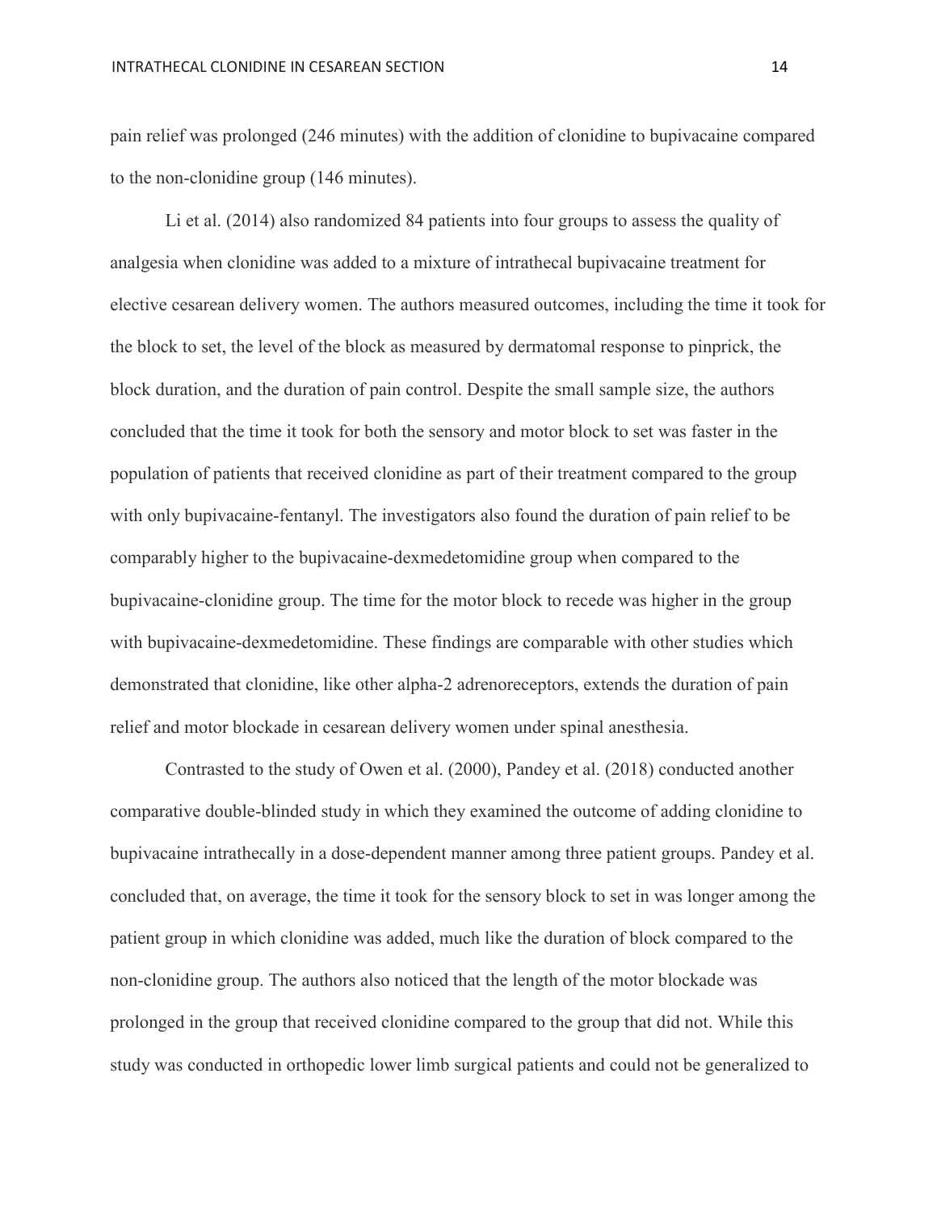pain relief was prolonged (246 minutes) with the addition of clonidine to bupivacaine compared to the non-clonidine group (146 minutes).

Li et al. (2014) also randomized 84 patients into four groups to assess the quality of analgesia when clonidine was added to a mixture of intrathecal bupivacaine treatment for elective cesarean delivery women. The authors measured outcomes, including the time it took for the block to set, the level of the block as measured by dermatomal response to pinprick, the block duration, and the duration of pain control. Despite the small sample size, the authors concluded that the time it took for both the sensory and motor block to set was faster in the population of patients that received clonidine as part of their treatment compared to the group with only bupivacaine-fentanyl. The investigators also found the duration of pain relief to be comparably higher to the bupivacaine-dexmedetomidine group when compared to the bupivacaine-clonidine group. The time for the motor block to recede was higher in the group with bupivacaine-dexmedetomidine. These findings are comparable with other studies which demonstrated that clonidine, like other alpha-2 adrenoreceptors, extends the duration of pain relief and motor blockade in cesarean delivery women under spinal anesthesia.

Contrasted to the study of Owen et al. (2000), Pandey et al. (2018) conducted another comparative double-blinded study in which they examined the outcome of adding clonidine to bupivacaine intrathecally in a dose-dependent manner among three patient groups. Pandey et al. concluded that, on average, the time it took for the sensory block to set in was longer among the patient group in which clonidine was added, much like the duration of block compared to the non-clonidine group. The authors also noticed that the length of the motor blockade was prolonged in the group that received clonidine compared to the group that did not. While this study was conducted in orthopedic lower limb surgical patients and could not be generalized to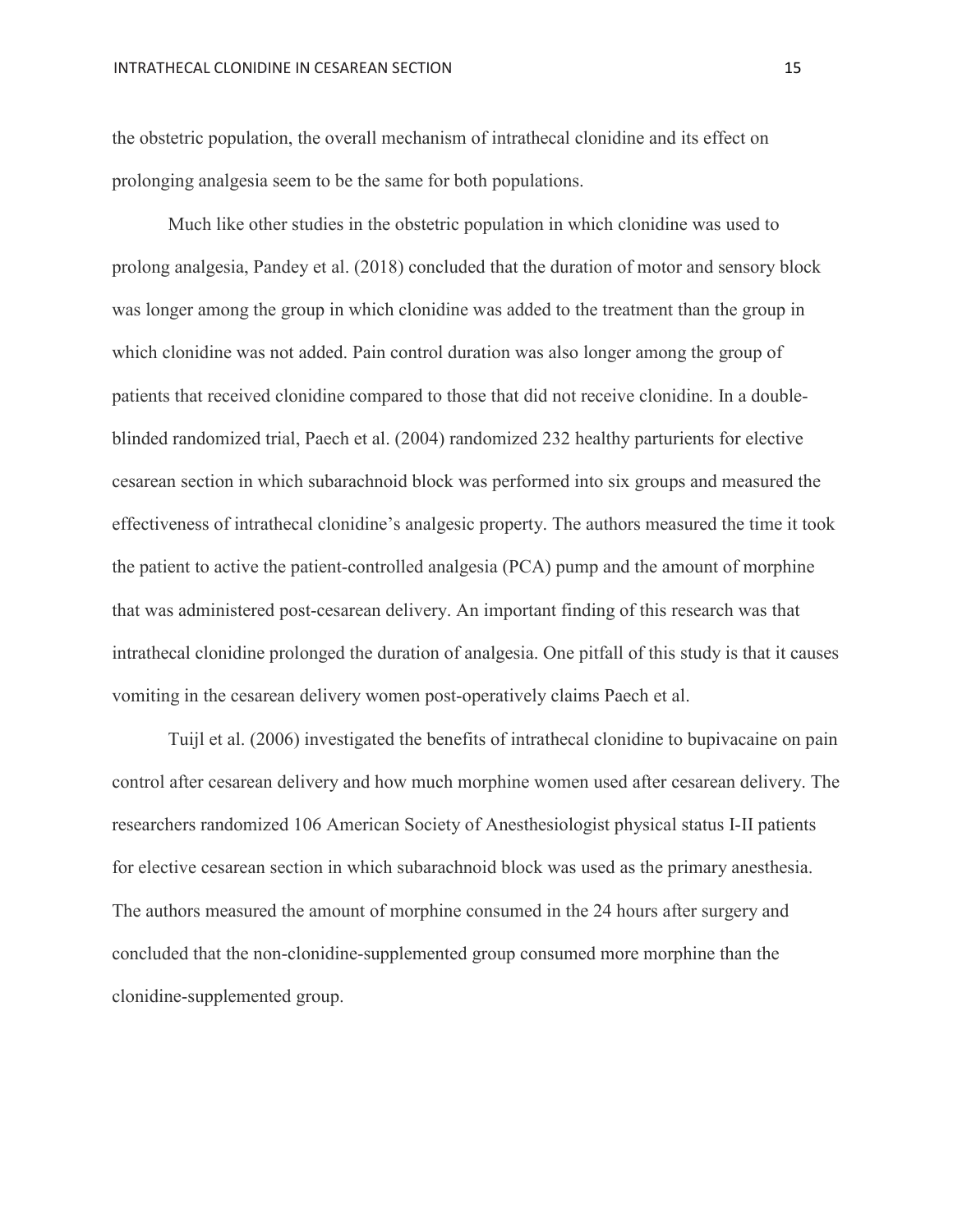the obstetric population, the overall mechanism of intrathecal clonidine and its effect on prolonging analgesia seem to be the same for both populations.

Much like other studies in the obstetric population in which clonidine was used to prolong analgesia, Pandey et al. (2018) concluded that the duration of motor and sensory block was longer among the group in which clonidine was added to the treatment than the group in which clonidine was not added. Pain control duration was also longer among the group of patients that received clonidine compared to those that did not receive clonidine. In a double-blinded randomized trial, Paech et al. (2004) randomized 232 healthy parturients for elective cesarean section in which subarachnoid block was performed into six groups and measured the effectiveness of intrathecal clonidine's analgesic property. The authors measured the time it took the patient to active the patient-controlled analgesia (PCA) pump and the amount of morphine that was administered post-cesarean delivery. An important finding of this research was that intrathecal clonidine prolonged the duration of analgesia. One pitfall of this study is that it causes vomiting in the cesarean delivery women post-operatively claims Paech et al.

Tuijl et al. (2006) investigated the benefits of intrathecal clonidine to bupivacaine on pain control after cesarean delivery and how much morphine women used after cesarean delivery. The researchers randomized 106 American Society of Anesthesiologist physical status I-II patients for elective cesarean section in which subarachnoid block was used as the primary anesthesia. The authors measured the amount of morphine consumed in the 24 hours after surgery and concluded that the non-clonidine-supplemented group consumed more morphine than the clonidine-supplemented group.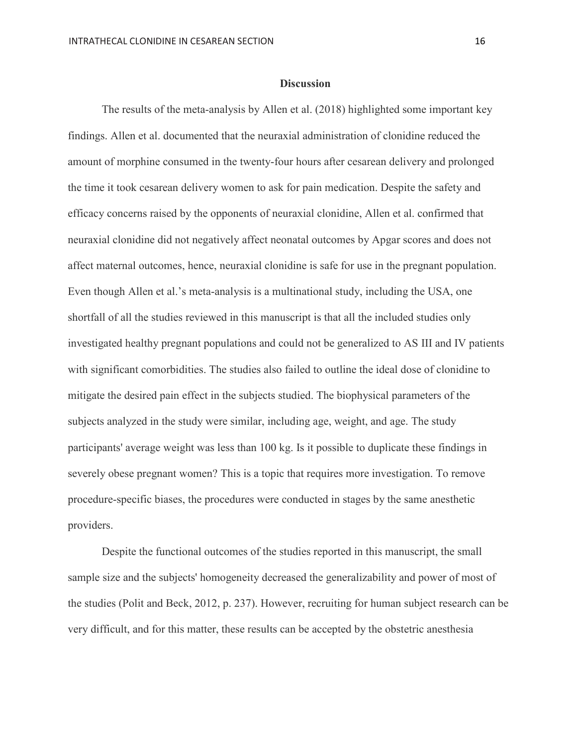## Discussion

The results of the meta-analysis by Allen et al. (2018) highlighted some important key findings. Allen et al. documented that the neuraxial administration of clonidine reduced the amount of morphine consumed in the twenty-four hours after cesarean delivery and prolonged the time it took cesarean delivery women to ask for pain medication. Despite the safety and efficacy concerns raised by the opponents of neuraxial clonidine, Allen et al. confirmed that neuraxial clonidine did not negatively affect neonatal outcomes by Apgar scores and does not affect maternal outcomes, hence, neuraxial clonidine is safe for use in the pregnant population. Even though Allen et al.'s meta-analysis is a multinational study, including the USA, one shortfall of all the studies reviewed in this manuscript is that all the included studies only investigated healthy pregnant populations and could not be generalized to AS III and IV patients with significant comorbidities. The studies also failed to outline the ideal dose of clonidine to mitigate the desired pain effect in the subjects studied. The biophysical parameters of the subjects analyzed in the study were similar, including age, weight, and age. The study participants' average weight was less than 100 kg. Is it possible to duplicate these findings in severely obese pregnant women? This is a topic that requires more investigation. To remove procedure-specific biases, the procedures were conducted in stages by the same anesthetic providers.

Despite the functional outcomes of the studies reported in this manuscript, the small sample size and the subjects' homogeneity decreased the generalizability and power of most of the studies (Polit and Beck, 2012, p. 237). However, recruiting for human subject research can be very difficult, and for this matter, these results can be accepted by the obstetric anesthesia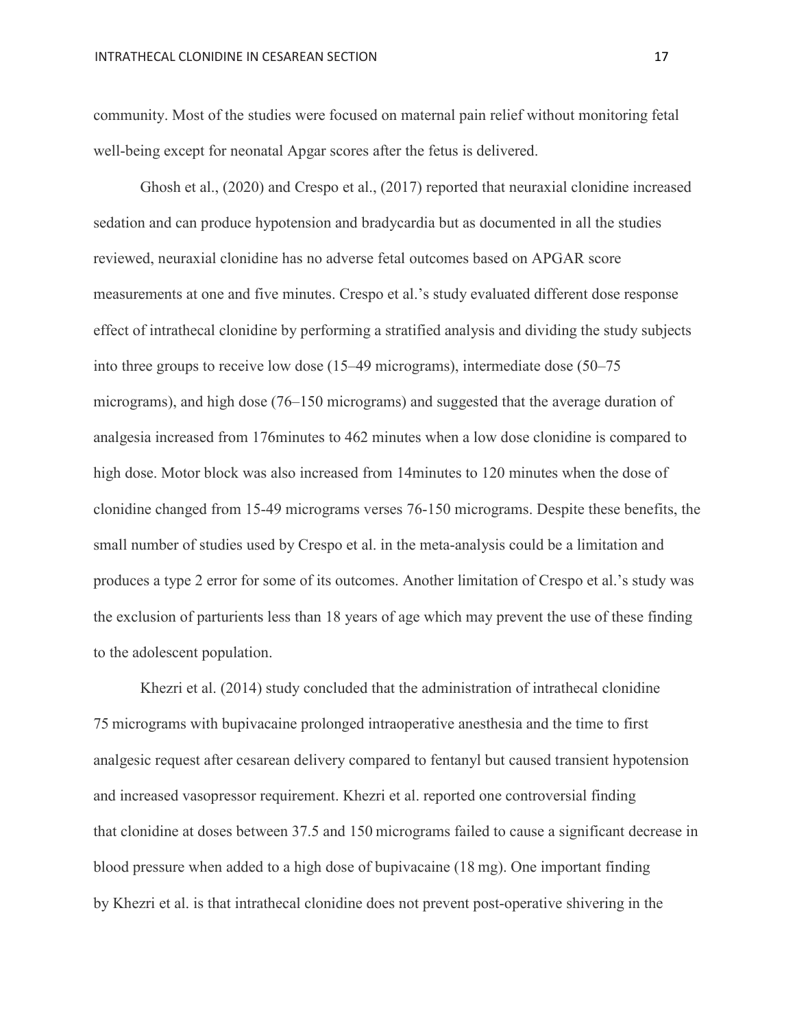community. Most of the studies were focused on maternal pain relief without monitoring fetal well-being except for neonatal Apgar scores after the fetus is delivered.

Ghosh et al., (2020) and Crespo et al., (2017) reported that neuraxial clonidine increased sedation and can produce hypotension and bradycardia but as documented in all the studies reviewed, neuraxial clonidine has no adverse fetal outcomes based on APGAR score measurements at one and five minutes. Crespo et al.'s study evaluated different dose response effect of intrathecal clonidine by performing a stratified analysis and dividing the study subjects into three groups to receive low dose (15–49 micrograms), intermediate dose (50–75 micrograms), and high dose (76–150 micrograms) and suggested that the average duration of analgesia increased from 176minutes to 462 minutes when a low dose clonidine is compared to high dose. Motor block was also increased from 14minutes to 120 minutes when the dose of clonidine changed from 15-49 micrograms verses 76-150 micrograms. Despite these benefits, the small number of studies used by Crespo et al. in the meta-analysis could be a limitation and produces a type 2 error for some of its outcomes. Another limitation of Crespo et al.'s study was the exclusion of parturients less than 18 years of age which may prevent the use of these finding to the adolescent population.

Khezri et al. (2014) study concluded that the administration of intrathecal clonidine 75 micrograms with bupivacaine prolonged intraoperative anesthesia and the time to first analgesic request after cesarean delivery compared to fentanyl but caused transient hypotension and increased vasopressor requirement. Khezri et al. reported one controversial finding that clonidine at doses between 37.5 and 150 micrograms failed to cause a significant decrease in blood pressure when added to a high dose of bupivacaine (18 mg). One important finding by Khezri et al. is that intrathecal clonidine does not prevent post-operative shivering in the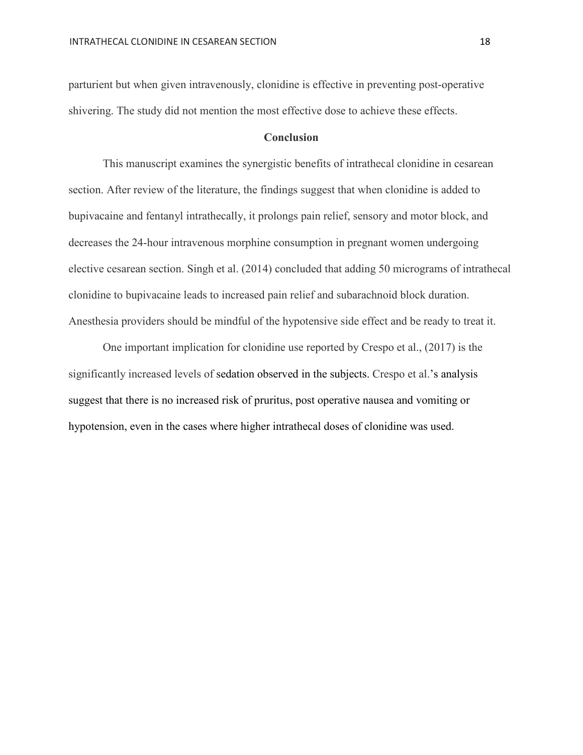parturient but when given intravenously, clonidine is effective in preventing post-operative shivering. The study did not mention the most effective dose to achieve these effects.

## Conclusion

This manuscript examines the synergistic benefits of intrathecal clonidine in cesarean section. After review of the literature, the findings suggest that when clonidine is added to bupivacaine and fentanyl intrathecally, it prolongs pain relief, sensory and motor block, and decreases the 24-hour intravenous morphine consumption in pregnant women undergoing elective cesarean section. Singh et al. (2014) concluded that adding 50 micrograms of intrathecal clonidine to bupivacaine leads to increased pain relief and subarachnoid block duration. Anesthesia providers should be mindful of the hypotensive side effect and be ready to treat it.

One important implication for clonidine use reported by Crespo et al., (2017) is the significantly increased levels of sedation observed in the subjects. Crespo et al.'s analysis suggest that there is no increased risk of pruritus, post operative nausea and vomiting or hypotension, even in the cases where higher intrathecal doses of clonidine was used.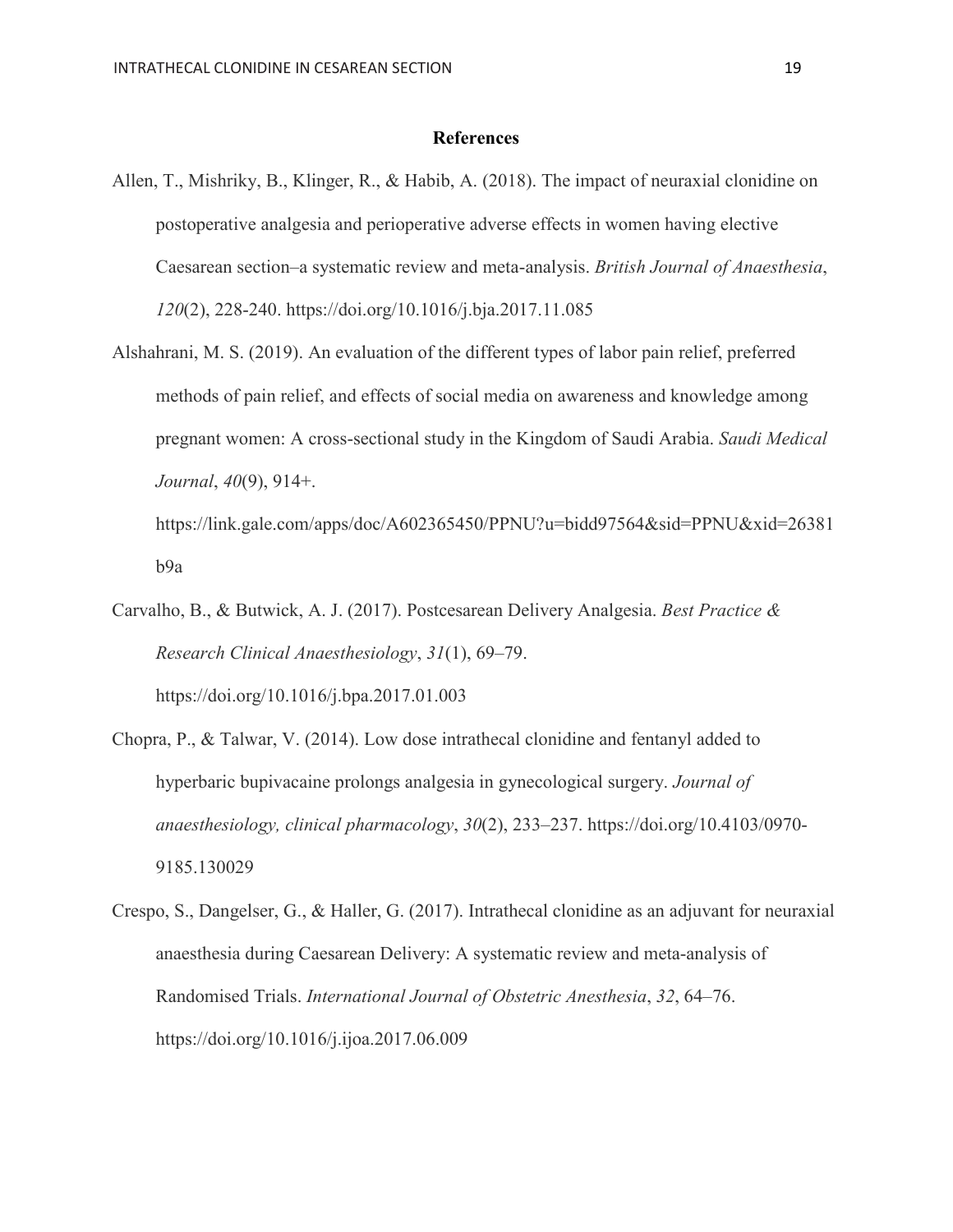## References

Allen, T., Mishriky, B., Klinger, R., & Habib, A. (2018). The impact of neuraxial clonidine on postoperative analgesia and perioperative adverse effects in women having elective Caesarean section–a systematic review and meta-analysis. *British Journal of Anaesthesia*, *120*(2), 228-240. https://doi.org/10.1016/j.bja.2017.11.085

Alshahrani, M. S. (2019). An evaluation of the different types of labor pain relief, preferred methods of pain relief, and effects of social media on awareness and knowledge among pregnant women: A cross-sectional study in the Kingdom of Saudi Arabia. *Saudi Medical Journal*, *40*(9), 914+. https://link.gale.com/apps/doc/A602365450/PPNU?u=bidd97564&sid=PPNU&xid=26381b9a

Carvalho, B., & Butwick, A. J. (2017). Postcesarean Delivery Analgesia. *Best Practice & Research Clinical Anaesthesiology*, *31*(1), 69–79. https://doi.org/10.1016/j.bpa.2017.01.003

Chopra, P., & Talwar, V. (2014). Low dose intrathecal clonidine and fentanyl added to hyperbaric bupivacaine prolongs analgesia in gynecological surgery. *Journal of anaesthesiology, clinical pharmacology*, *30*(2), 233–237. https://doi.org/10.4103/0970-9185.130029

Crespo, S., Dangelser, G., & Haller, G. (2017). Intrathecal clonidine as an adjuvant for neuraxial anaesthesia during Caesarean Delivery: A systematic review and meta-analysis of Randomised Trials. *International Journal of Obstetric Anesthesia*, *32*, 64–76. https://doi.org/10.1016/j.ijoa.2017.06.009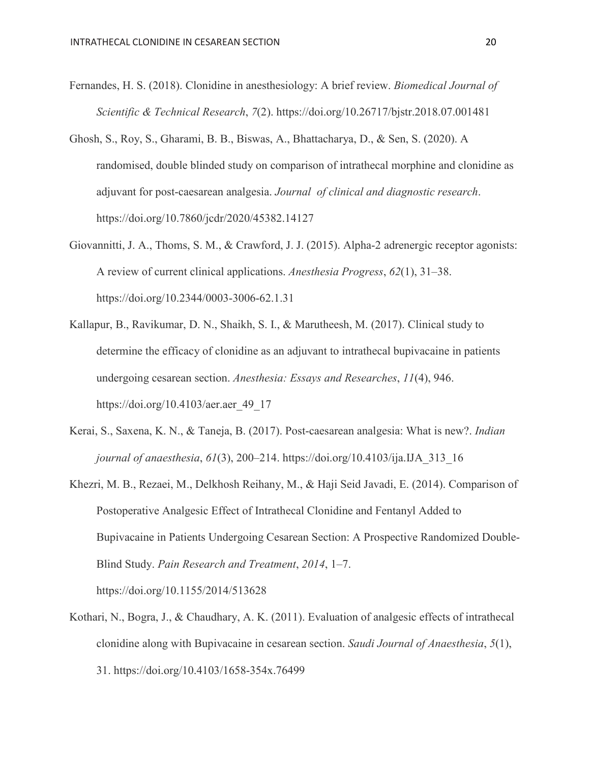Fernandes, H. S. (2018). Clonidine in anesthesiology: A brief review. *Biomedical Journal of Scientific & Technical Research*, *7*(2). https://doi.org/10.26717/bjstr.2018.07.001481

Ghosh, S., Roy, S., Gharami, B. B., Biswas, A., Bhattacharya, D., & Sen, S. (2020). A randomised, double blinded study on comparison of intrathecal morphine and clonidine as adjuvant for post-caesarean analgesia. *Journal of clinical and diagnostic research*. https://doi.org/10.7860/jcdr/2020/45382.14127

Giovannitti, J. A., Thoms, S. M., & Crawford, J. J. (2015). Alpha-2 adrenergic receptor agonists: A review of current clinical applications. *Anesthesia Progress*, *62*(1), 31–38. https://doi.org/10.2344/0003-3006-62.1.31

Kallapur, B., Ravikumar, D. N., Shaikh, S. I., & Marutheesh, M. (2017). Clinical study to determine the efficacy of clonidine as an adjuvant to intrathecal bupivacaine in patients undergoing cesarean section. *Anesthesia: Essays and Researches*, *11*(4), 946. https://doi.org/10.4103/aer.aer_49_17

Kerai, S., Saxena, K. N., & Taneja, B. (2017). Post-caesarean analgesia: What is new?. *Indian journal of anaesthesia*, *61*(3), 200–214. https://doi.org/10.4103/ija.IJA_313_16

Khezri, M. B., Rezaei, M., Delkhosh Reihany, M., & Haji Seid Javadi, E. (2014). Comparison of Postoperative Analgesic Effect of Intrathecal Clonidine and Fentanyl Added to Bupivacaine in Patients Undergoing Cesarean Section: A Prospective Randomized Double-Blind Study. *Pain Research and Treatment*, *2014*, 1–7. https://doi.org/10.1155/2014/513628

Kothari, N., Bogra, J., & Chaudhary, A. K. (2011). Evaluation of analgesic effects of intrathecal clonidine along with Bupivacaine in cesarean section. *Saudi Journal of Anaesthesia*, *5*(1), 31. https://doi.org/10.4103/1658-354x.76499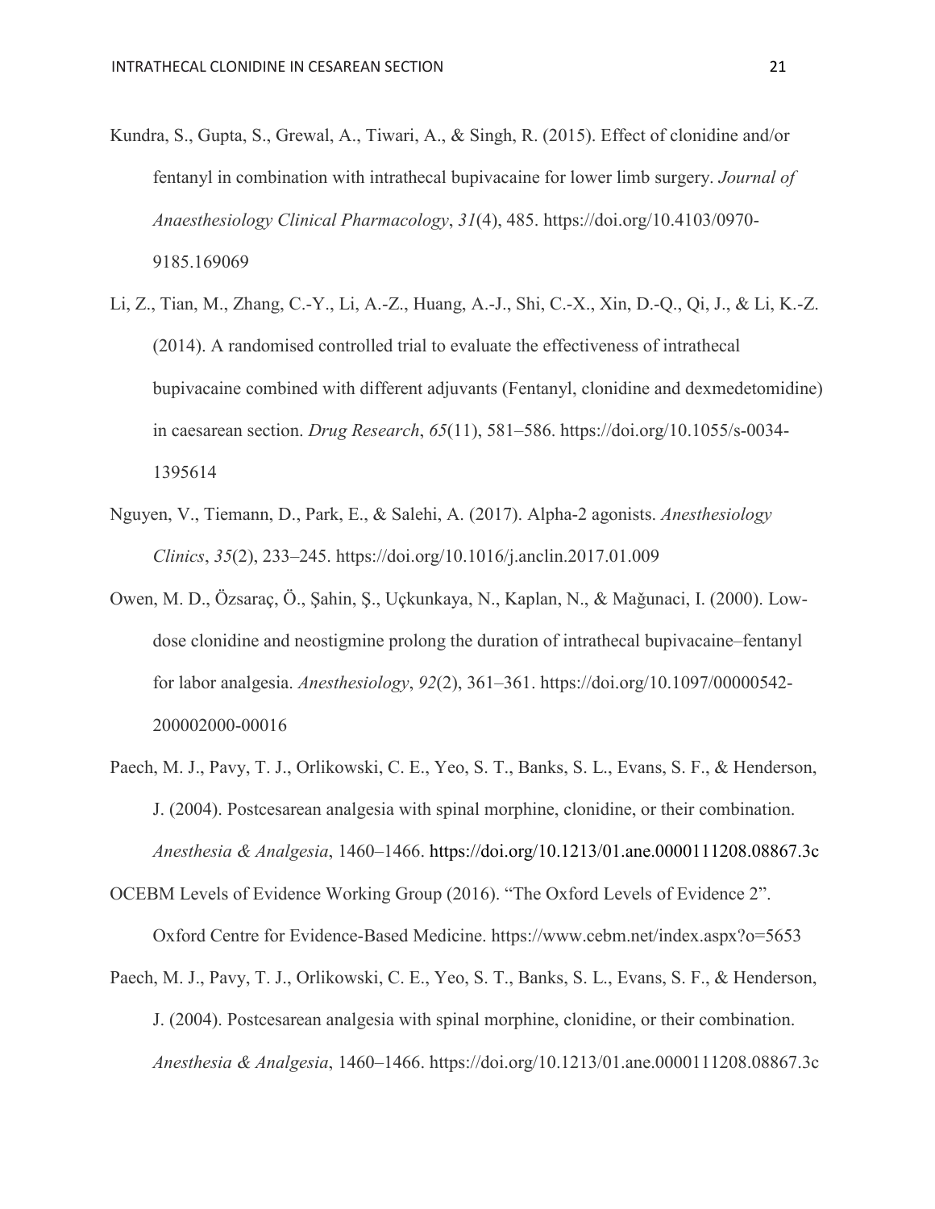Kundra, S., Gupta, S., Grewal, A., Tiwari, A., & Singh, R. (2015). Effect of clonidine and/or fentanyl in combination with intrathecal bupivacaine for lower limb surgery. *Journal of Anaesthesiology Clinical Pharmacology*, *31*(4), 485. https://doi.org/10.4103/0970-9185.169069

Li, Z., Tian, M., Zhang, C.-Y., Li, A.-Z., Huang, A.-J., Shi, C.-X., Xin, D.-Q., Qi, J., & Li, K.-Z. (2014). A randomised controlled trial to evaluate the effectiveness of intrathecal bupivacaine combined with different adjuvants (Fentanyl, clonidine and dexmedetomidine) in caesarean section. *Drug Research*, *65*(11), 581–586. https://doi.org/10.1055/s-0034-1395614

Nguyen, V., Tiemann, D., Park, E., & Salehi, A. (2017). Alpha-2 agonists. *Anesthesiology Clinics*, *35*(2), 233–245. https://doi.org/10.1016/j.anclin.2017.01.009

Owen, M. D., Özsaraç, Ö., Şahin, Ş., Uçkunkaya, N., Kaplan, N., & Mağunaci, I. (2000). Low-dose clonidine and neostigmine prolong the duration of intrathecal bupivacaine–fentanyl for labor analgesia. *Anesthesiology*, *92*(2), 361–361. https://doi.org/10.1097/00000542-200002000-00016

Paech, M. J., Pavy, T. J., Orlikowski, C. E., Yeo, S. T., Banks, S. L., Evans, S. F., & Henderson, J. (2004). Postcesarean analgesia with spinal morphine, clonidine, or their combination. *Anesthesia & Analgesia*, 1460–1466. https://doi.org/10.1213/01.ane.0000111208.08867.3c

OCEBM Levels of Evidence Working Group (2016). "The Oxford Levels of Evidence 2". Oxford Centre for Evidence-Based Medicine. https://www.cebm.net/index.aspx?o=5653

Paech, M. J., Pavy, T. J., Orlikowski, C. E., Yeo, S. T., Banks, S. L., Evans, S. F., & Henderson, J. (2004). Postcesarean analgesia with spinal morphine, clonidine, or their combination. *Anesthesia & Analgesia*, 1460–1466. https://doi.org/10.1213/01.ane.0000111208.08867.3c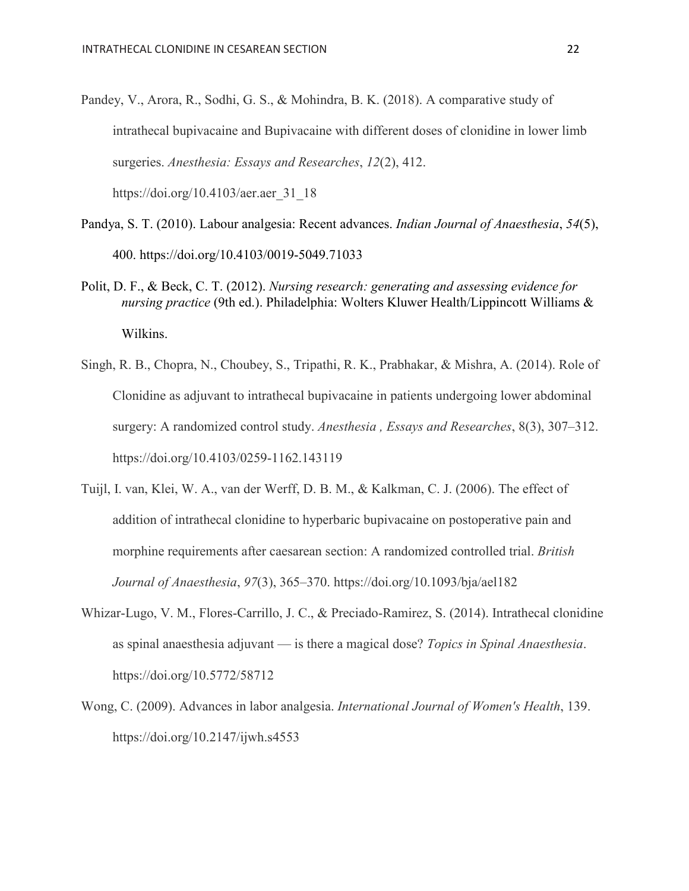Pandey, V., Arora, R., Sodhi, G. S., & Mohindra, B. K. (2018). A comparative study of intrathecal bupivacaine and Bupivacaine with different doses of clonidine in lower limb surgeries. *Anesthesia: Essays and Researches*, *12*(2), 412. https://doi.org/10.4103/aer.aer_31_18

Pandya, S. T. (2010). Labour analgesia: Recent advances. *Indian Journal of Anaesthesia*, *54*(5), 400. https://doi.org/10.4103/0019-5049.71033

Polit, D. F., & Beck, C. T. (2012). *Nursing research: generating and assessing evidence for nursing practice* (9th ed.). Philadelphia: Wolters Kluwer Health/Lippincott Williams & Wilkins.

Singh, R. B., Chopra, N., Choubey, S., Tripathi, R. K., Prabhakar, & Mishra, A. (2014). Role of Clonidine as adjuvant to intrathecal bupivacaine in patients undergoing lower abdominal surgery: A randomized control study. *Anesthesia , Essays and Researches*, 8(3), 307–312. https://doi.org/10.4103/0259-1162.143119

Tuijl, I. van, Klei, W. A., van der Werff, D. B. M., & Kalkman, C. J. (2006). The effect of addition of intrathecal clonidine to hyperbaric bupivacaine on postoperative pain and morphine requirements after caesarean section: A randomized controlled trial. *British Journal of Anaesthesia*, *97*(3), 365–370. https://doi.org/10.1093/bja/ael182

Whizar-Lugo, V. M., Flores-Carrillo, J. C., & Preciado-Ramirez, S. (2014). Intrathecal clonidine as spinal anaesthesia adjuvant — is there a magical dose? *Topics in Spinal Anaesthesia*. https://doi.org/10.5772/58712

Wong, C. (2009). Advances in labor analgesia. *International Journal of Women's Health*, 139. https://doi.org/10.2147/ijwh.s4553